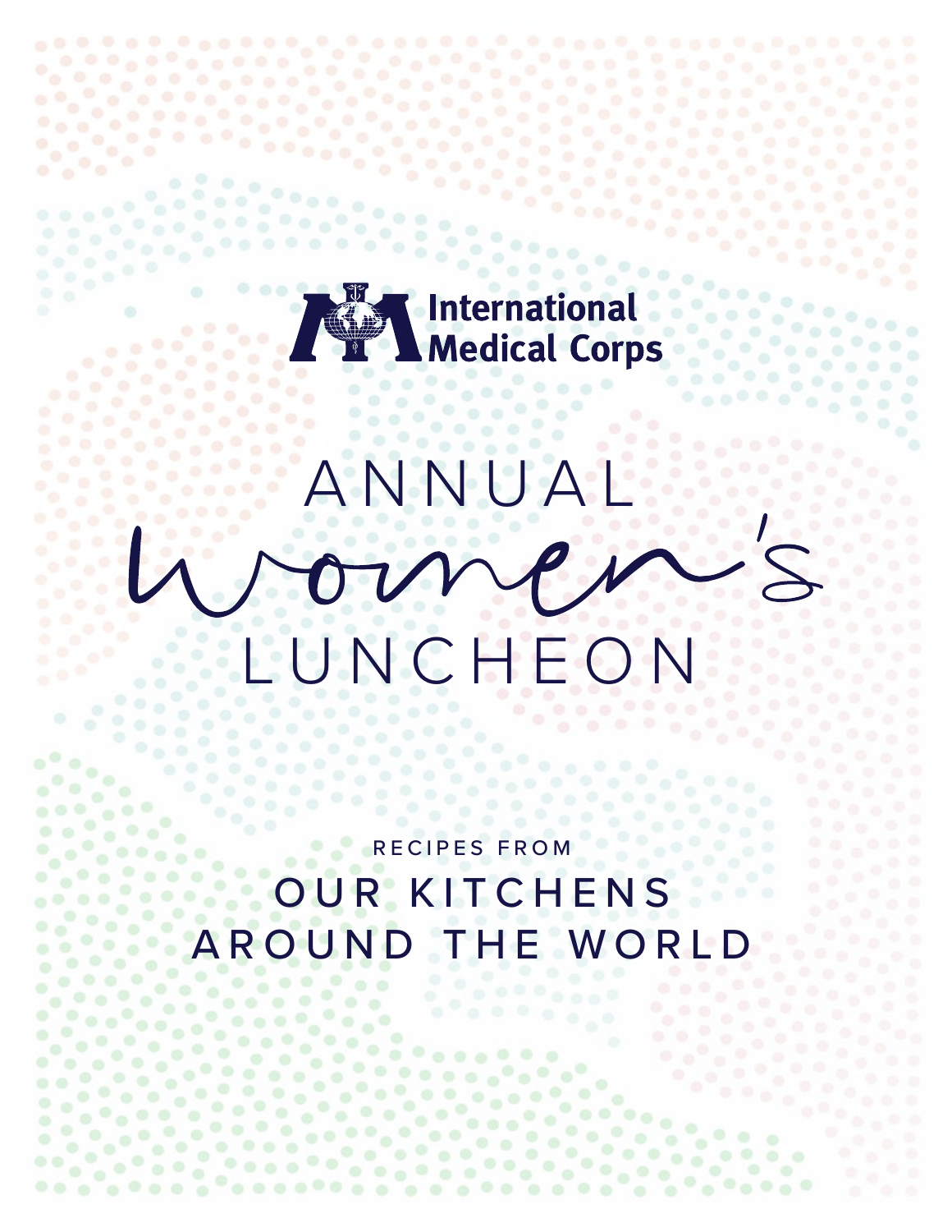International Medical Corps

# ANNUAL *Women's* LUNCHEON

RECIPES FROM

## OUR KITCHENS AROUND THE WORLD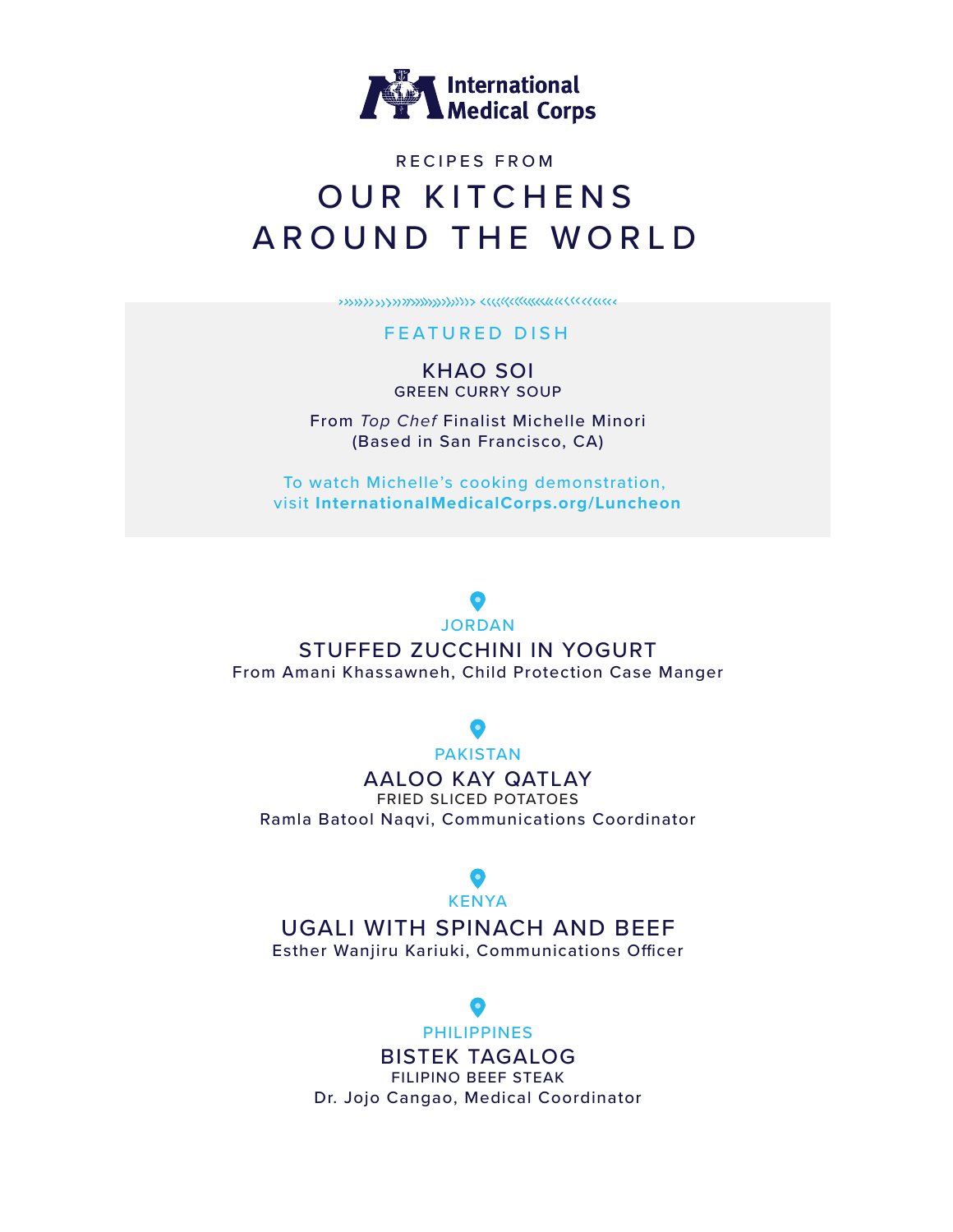International Medical Corps

RECIPES FROM

# OUR KITCHENS AROUND THE WORLD

## FEATURED DISH

### KHAO SOI

GREEN CURRY SOUP

From *Top Chef* Finalist Michelle Minori
(Based in San Francisco, CA)

To watch Michelle's cooking demonstration,
visit **InternationalMedicalCorps.org/Luncheon**

JORDAN

### STUFFED ZUCCHINI IN YOGURT

From Amani Khassawneh, Child Protection Case Manger

PAKISTAN

### AALOO KAY QATLAY

FRIED SLICED POTATOES

Ramla Batool Naqvi, Communications Coordinator

KENYA

### UGALI WITH SPINACH AND BEEF

Esther Wanjiru Kariuki, Communications Officer

PHILIPPINES

### BISTEK TAGALOG

FILIPINO BEEF STEAK

Dr. Jojo Cangao, Medical Coordinator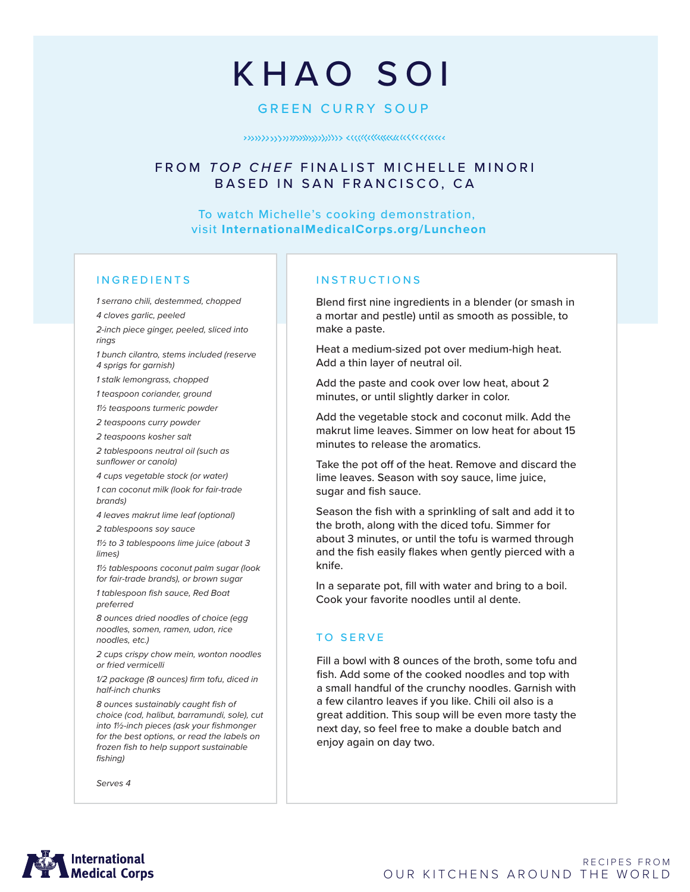# KHAO SOI

## GREEN CURRY SOUP

### FROM *TOP CHEF* FINALIST MICHELLE MINORI BASED IN SAN FRANCISCO, CA

To watch Michelle's cooking demonstration, visit **InternationalMedicalCorps.org/Luncheon**

## INGREDIENTS

*1 serrano chili, destemmed, chopped*

*4 cloves garlic, peeled*

*2-inch piece ginger, peeled, sliced into rings*

*1 bunch cilantro, stems included (reserve 4 sprigs for garnish)*

*1 stalk lemongrass, chopped*

*1 teaspoon coriander, ground*

*1½ teaspoons turmeric powder*

*2 teaspoons curry powder*

*2 teaspoons kosher salt*

*2 tablespoons neutral oil (such as sunflower or canola)*

*4 cups vegetable stock (or water)*

*1 can coconut milk (look for fair-trade brands)*

*4 leaves makrut lime leaf (optional)*

*2 tablespoons soy sauce*

*1½ to 3 tablespoons lime juice (about 3 limes)*

*1½ tablespoons coconut palm sugar (look for fair-trade brands), or brown sugar*

*1 tablespoon fish sauce, Red Boat preferred*

*8 ounces dried noodles of choice (egg noodles, somen, ramen, udon, rice noodles, etc.)*

*2 cups crispy chow mein, wonton noodles or fried vermicelli*

*1/2 package (8 ounces) firm tofu, diced in half-inch chunks*

*8 ounces sustainably caught fish of choice (cod, halibut, barramundi, sole), cut into 1½-inch pieces (ask your fishmonger for the best options, or read the labels on frozen fish to help support sustainable fishing)*

*Serves 4*

## INSTRUCTIONS

Blend first nine ingredients in a blender (or smash in a mortar and pestle) until as smooth as possible, to make a paste.

Heat a medium-sized pot over medium-high heat. Add a thin layer of neutral oil.

Add the paste and cook over low heat, about 2 minutes, or until slightly darker in color.

Add the vegetable stock and coconut milk. Add the makrut lime leaves. Simmer on low heat for about 15 minutes to release the aromatics.

Take the pot off of the heat. Remove and discard the lime leaves. Season with soy sauce, lime juice, sugar and fish sauce.

Season the fish with a sprinkling of salt and add it to the broth, along with the diced tofu. Simmer for about 3 minutes, or until the tofu is warmed through and the fish easily flakes when gently pierced with a knife.

In a separate pot, fill with water and bring to a boil. Cook your favorite noodles until al dente.

## TO SERVE

Fill a bowl with 8 ounces of the broth, some tofu and fish. Add some of the cooked noodles and top with a small handful of the crunchy noodles. Garnish with a few cilantro leaves if you like. Chili oil also is a great addition. This soup will be even more tasty the next day, so feel free to make a double batch and enjoy again on day two.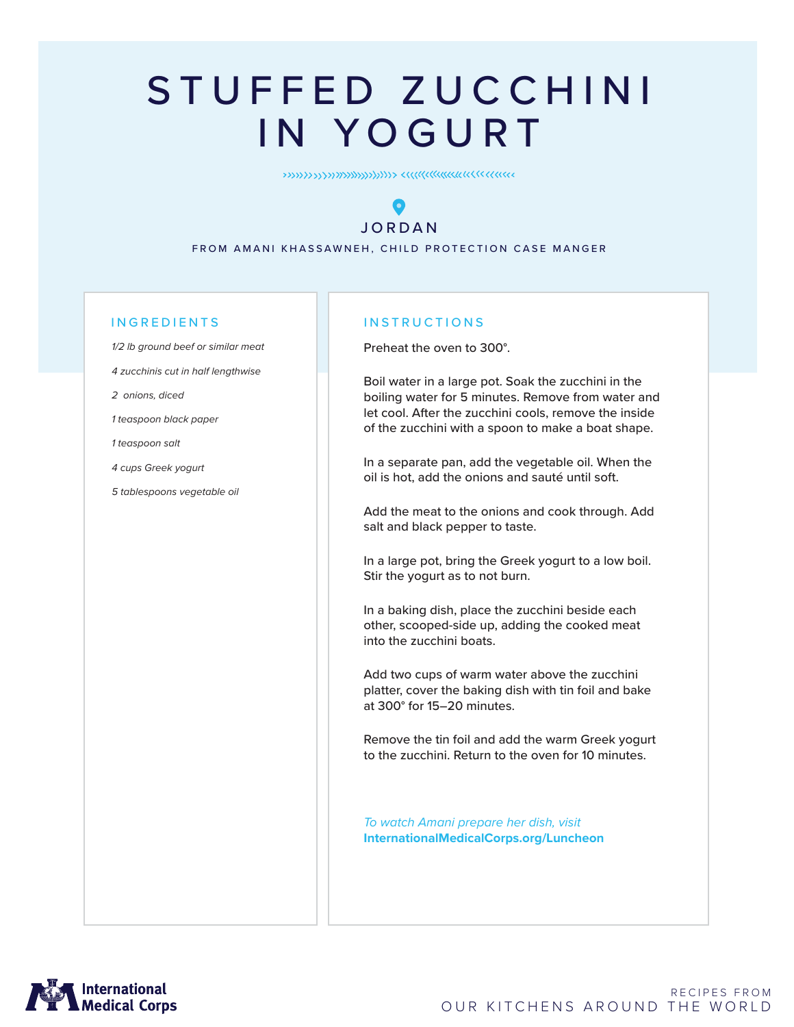# STUFFED ZUCCHINI IN YOGURT

JORDAN

FROM AMANI KHASSAWNEH, CHILD PROTECTION CASE MANGER

## INGREDIENTS

*1/2 lb ground beef or similar meat*

*4 zucchinis cut in half lengthwise*

*2 onions, diced*

*1 teaspoon black paper*

*1 teaspoon salt*

*4 cups Greek yogurt*

*5 tablespoons vegetable oil*

## INSTRUCTIONS

Preheat the oven to 300°.

Boil water in a large pot. Soak the zucchini in the boiling water for 5 minutes. Remove from water and let cool. After the zucchini cools, remove the inside of the zucchini with a spoon to make a boat shape.

In a separate pan, add the vegetable oil. When the oil is hot, add the onions and sauté until soft.

Add the meat to the onions and cook through. Add salt and black pepper to taste.

In a large pot, bring the Greek yogurt to a low boil. Stir the yogurt as to not burn.

In a baking dish, place the zucchini beside each other, scooped-side up, adding the cooked meat into the zucchini boats.

Add two cups of warm water above the zucchini platter, cover the baking dish with tin foil and bake at 300° for 15–20 minutes.

Remove the tin foil and add the warm Greek yogurt to the zucchini. Return to the oven for 10 minutes.

*To watch Amani prepare her dish, visit*
**InternationalMedicalCorps.org/Luncheon**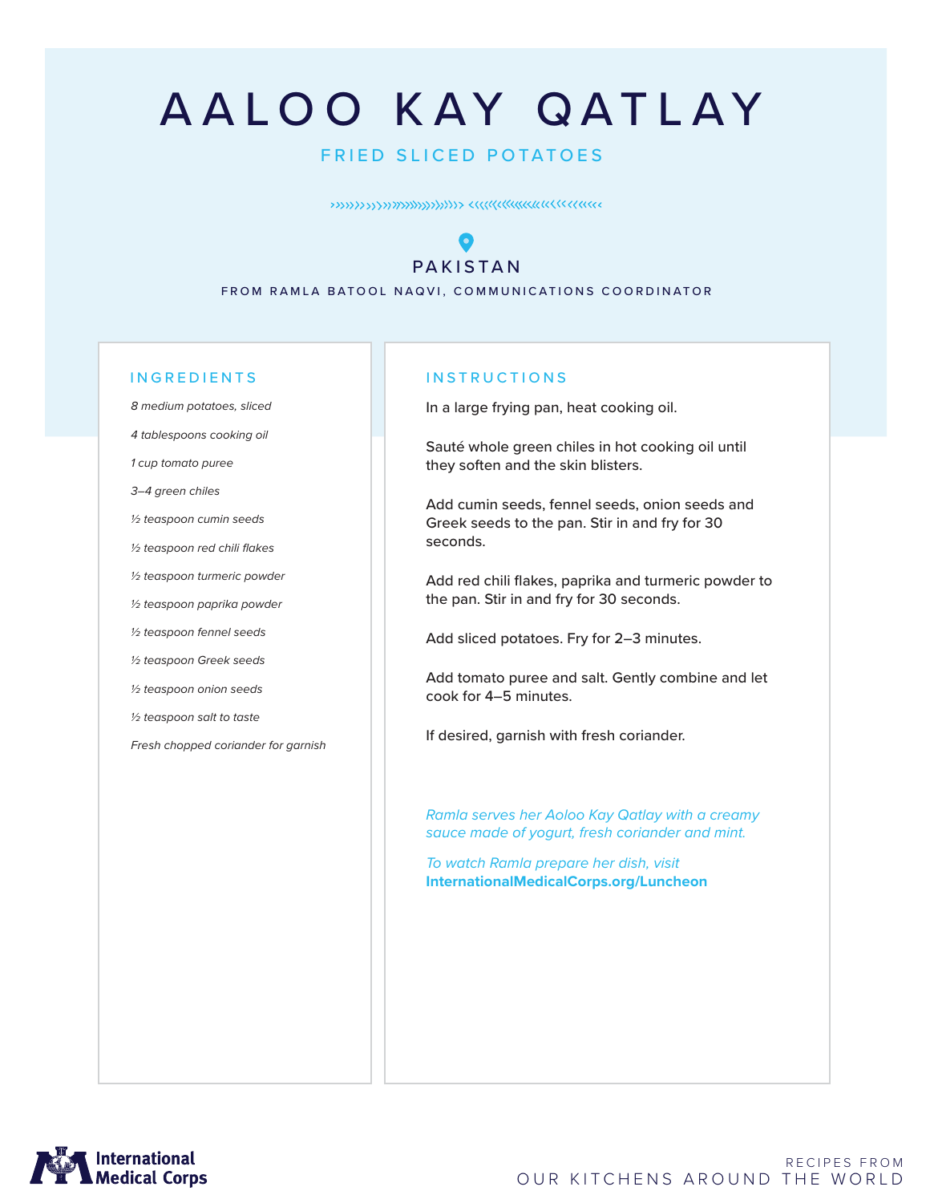# AALOO KAY QATLAY

## FRIED SLICED POTATOES

### PAKISTAN

FROM RAMLA BATOOL NAQVI, COMMUNICATIONS COORDINATOR

## INGREDIENTS

*8 medium potatoes, sliced*

*4 tablespoons cooking oil*

*1 cup tomato puree*

*3–4 green chiles*

*½ teaspoon cumin seeds*

*½ teaspoon red chili flakes*

*½ teaspoon turmeric powder*

*½ teaspoon paprika powder*

*½ teaspoon fennel seeds*

*½ teaspoon Greek seeds*

*½ teaspoon onion seeds*

*½ teaspoon salt to taste*

*Fresh chopped coriander for garnish*

## INSTRUCTIONS

In a large frying pan, heat cooking oil.

Sauté whole green chiles in hot cooking oil until they soften and the skin blisters.

Add cumin seeds, fennel seeds, onion seeds and Greek seeds to the pan. Stir in and fry for 30 seconds.

Add red chili flakes, paprika and turmeric powder to the pan. Stir in and fry for 30 seconds.

Add sliced potatoes. Fry for 2–3 minutes.

Add tomato puree and salt. Gently combine and let cook for 4–5 minutes.

If desired, garnish with fresh coriander.

*Ramla serves her Aoloo Kay Qatlay with a creamy sauce made of yogurt, fresh coriander and mint.*

*To watch Ramla prepare her dish, visit* **InternationalMedicalCorps.org/Luncheon**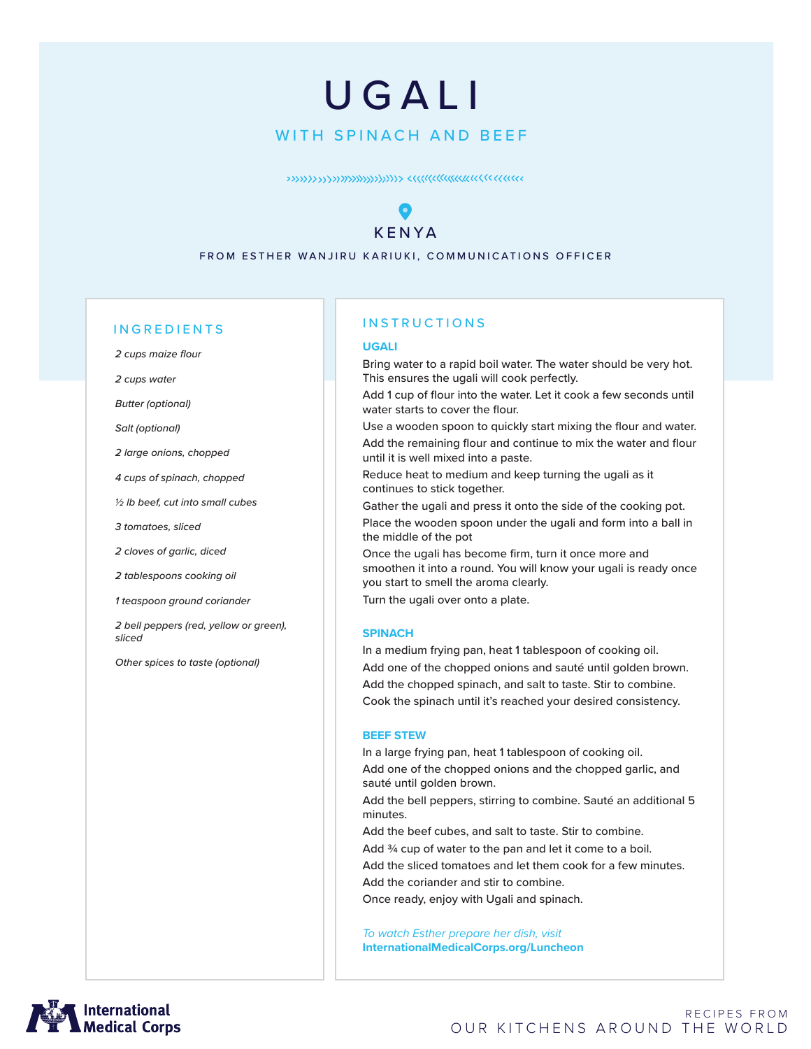# UGALI

## WITH SPINACH AND BEEF

**KENYA**

FROM ESTHER WANJIRU KARIUKI, COMMUNICATIONS OFFICER

## INGREDIENTS

*2 cups maize flour*

*2 cups water*

*Butter (optional)*

*Salt (optional)*

*2 large onions, chopped*

*4 cups of spinach, chopped*

*½ lb beef, cut into small cubes*

*3 tomatoes, sliced*

*2 cloves of garlic, diced*

*2 tablespoons cooking oil*

*1 teaspoon ground coriander*

*2 bell peppers (red, yellow or green), sliced*

*Other spices to taste (optional)*

## INSTRUCTIONS

### UGALI

Bring water to a rapid boil water. The water should be very hot. This ensures the ugali will cook perfectly.

Add 1 cup of flour into the water. Let it cook a few seconds until water starts to cover the flour.

Use a wooden spoon to quickly start mixing the flour and water.

Add the remaining flour and continue to mix the water and flour until it is well mixed into a paste.

Reduce heat to medium and keep turning the ugali as it continues to stick together.

Gather the ugali and press it onto the side of the cooking pot.

Place the wooden spoon under the ugali and form into a ball in the middle of the pot

Once the ugali has become firm, turn it once more and smoothen it into a round. You will know your ugali is ready once you start to smell the aroma clearly.

Turn the ugali over onto a plate.

### SPINACH

In a medium frying pan, heat 1 tablespoon of cooking oil.

Add one of the chopped onions and sauté until golden brown.

Add the chopped spinach, and salt to taste. Stir to combine.

Cook the spinach until it's reached your desired consistency.

### BEEF STEW

In a large frying pan, heat 1 tablespoon of cooking oil.

Add one of the chopped onions and the chopped garlic, and sauté until golden brown.

Add the bell peppers, stirring to combine. Sauté an additional 5 minutes.

Add the beef cubes, and salt to taste. Stir to combine.

Add ¾ cup of water to the pan and let it come to a boil.

Add the sliced tomatoes and let them cook for a few minutes.

Add the coriander and stir to combine.

Once ready, enjoy with Ugali and spinach.

*To watch Esther prepare her dish, visit* **InternationalMedicalCorps.org/Luncheon**

International Medical Corps

RECIPES FROM OUR KITCHENS AROUND THE WORLD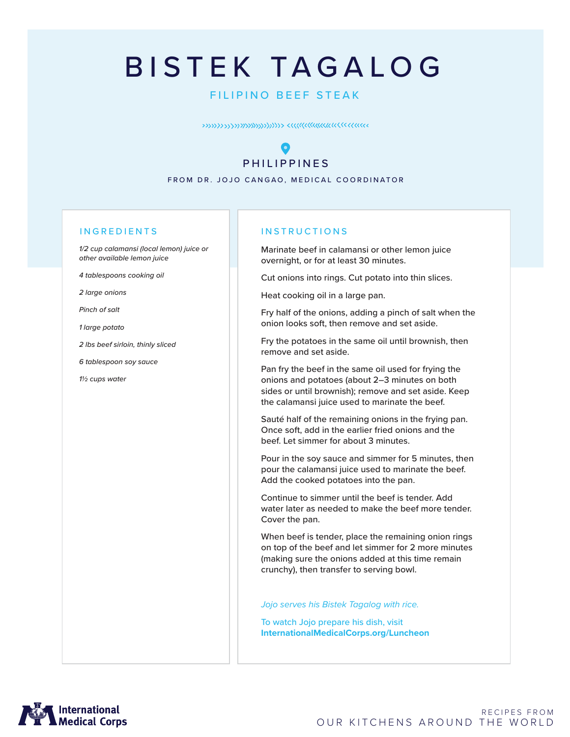# BISTEK TAGALOG

## FILIPINO BEEF STEAK

PHILIPPINES

FROM DR. JOJO CANGAO, MEDICAL COORDINATOR

### INGREDIENTS

*1/2 cup calamansi (local lemon) juice or other available lemon juice*

*4 tablespoons cooking oil*

*2 large onions*

*Pinch of salt*

*1 large potato*

*2 lbs beef sirloin, thinly sliced*

*6 tablespoon soy sauce*

*1½ cups water*

### INSTRUCTIONS

Marinate beef in calamansi or other lemon juice overnight, or for at least 30 minutes.

Cut onions into rings. Cut potato into thin slices.

Heat cooking oil in a large pan.

Fry half of the onions, adding a pinch of salt when the onion looks soft, then remove and set aside.

Fry the potatoes in the same oil until brownish, then remove and set aside.

Pan fry the beef in the same oil used for frying the onions and potatoes (about 2–3 minutes on both sides or until brownish); remove and set aside. Keep the calamansi juice used to marinate the beef.

Sauté half of the remaining onions in the frying pan. Once soft, add in the earlier fried onions and the beef. Let simmer for about 3 minutes.

Pour in the soy sauce and simmer for 5 minutes, then pour the calamansi juice used to marinate the beef. Add the cooked potatoes into the pan.

Continue to simmer until the beef is tender. Add water later as needed to make the beef more tender. Cover the pan.

When beef is tender, place the remaining onion rings on top of the beef and let simmer for 2 more minutes (making sure the onions added at this time remain crunchy), then transfer to serving bowl.

*Jojo serves his Bistek Tagalog with rice.*

To watch Jojo prepare his dish, visit **InternationalMedicalCorps.org/Luncheon**

International Medical Corps

RECIPES FROM OUR KITCHENS AROUND THE WORLD